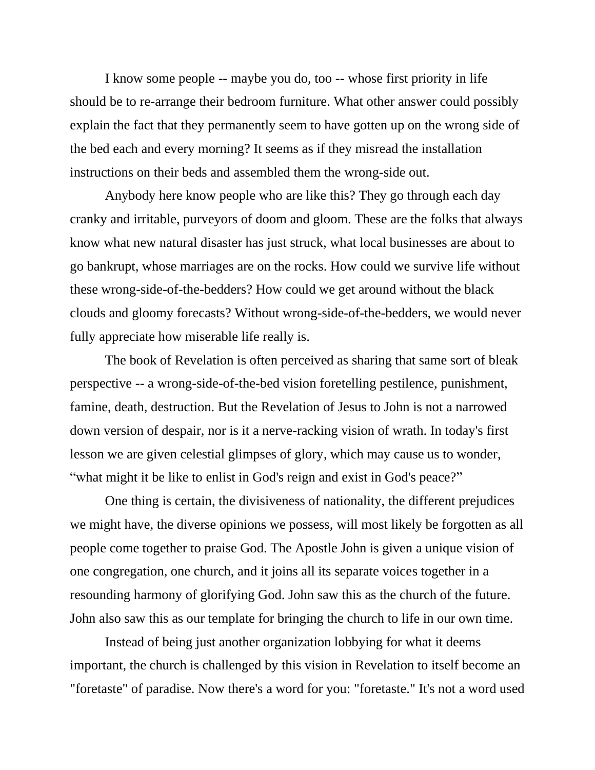I know some people -- maybe you do, too -- whose first priority in life should be to re-arrange their bedroom furniture. What other answer could possibly explain the fact that they permanently seem to have gotten up on the wrong side of the bed each and every morning? It seems as if they misread the installation instructions on their beds and assembled them the wrong-side out.

Anybody here know people who are like this? They go through each day cranky and irritable, purveyors of doom and gloom. These are the folks that always know what new natural disaster has just struck, what local businesses are about to go bankrupt, whose marriages are on the rocks. How could we survive life without these wrong-side-of-the-bedders? How could we get around without the black clouds and gloomy forecasts? Without wrong-side-of-the-bedders, we would never fully appreciate how miserable life really is.

The book of Revelation is often perceived as sharing that same sort of bleak perspective -- a wrong-side-of-the-bed vision foretelling pestilence, punishment, famine, death, destruction. But the Revelation of Jesus to John is not a narrowed down version of despair, nor is it a nerve-racking vision of wrath. In today's first lesson we are given celestial glimpses of glory, which may cause us to wonder, "what might it be like to enlist in God's reign and exist in God's peace?"

One thing is certain, the divisiveness of nationality, the different prejudices we might have, the diverse opinions we possess, will most likely be forgotten as all people come together to praise God. The Apostle John is given a unique vision of one congregation, one church, and it joins all its separate voices together in a resounding harmony of glorifying God. John saw this as the church of the future. John also saw this as our template for bringing the church to life in our own time.

Instead of being just another organization lobbying for what it deems important, the church is challenged by this vision in Revelation to itself become an "foretaste" of paradise. Now there's a word for you: "foretaste." It's not a word used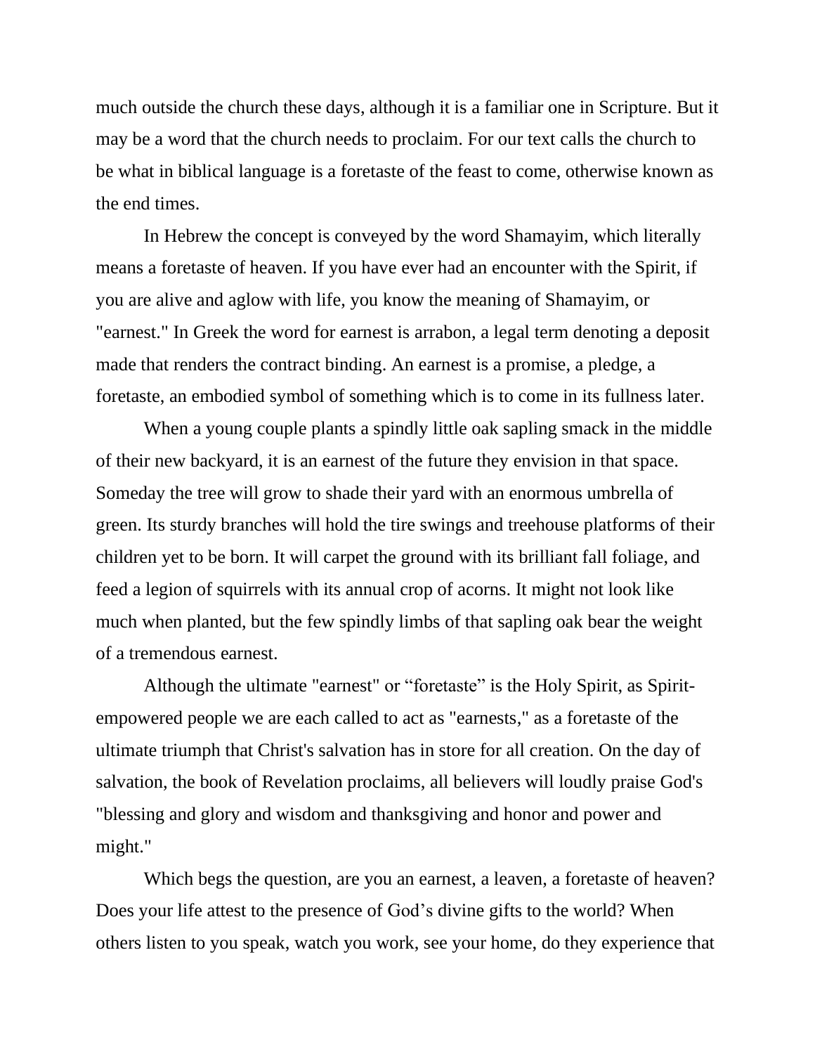much outside the church these days, although it is a familiar one in Scripture. But it may be a word that the church needs to proclaim. For our text calls the church to be what in biblical language is a foretaste of the feast to come, otherwise known as the end times.

In Hebrew the concept is conveyed by the word Shamayim, which literally means a foretaste of heaven. If you have ever had an encounter with the Spirit, if you are alive and aglow with life, you know the meaning of Shamayim, or "earnest." In Greek the word for earnest is arrabon, a legal term denoting a deposit made that renders the contract binding. An earnest is a promise, a pledge, a foretaste, an embodied symbol of something which is to come in its fullness later.

When a young couple plants a spindly little oak sapling smack in the middle of their new backyard, it is an earnest of the future they envision in that space. Someday the tree will grow to shade their yard with an enormous umbrella of green. Its sturdy branches will hold the tire swings and treehouse platforms of their children yet to be born. It will carpet the ground with its brilliant fall foliage, and feed a legion of squirrels with its annual crop of acorns. It might not look like much when planted, but the few spindly limbs of that sapling oak bear the weight of a tremendous earnest.

Although the ultimate "earnest" or "foretaste" is the Holy Spirit, as Spirit-empowered people we are each called to act as "earnests," as a foretaste of the ultimate triumph that Christ's salvation has in store for all creation. On the day of salvation, the book of Revelation proclaims, all believers will loudly praise God's "blessing and glory and wisdom and thanksgiving and honor and power and might."

Which begs the question, are you an earnest, a leaven, a foretaste of heaven? Does your life attest to the presence of God's divine gifts to the world? When others listen to you speak, watch you work, see your home, do they experience that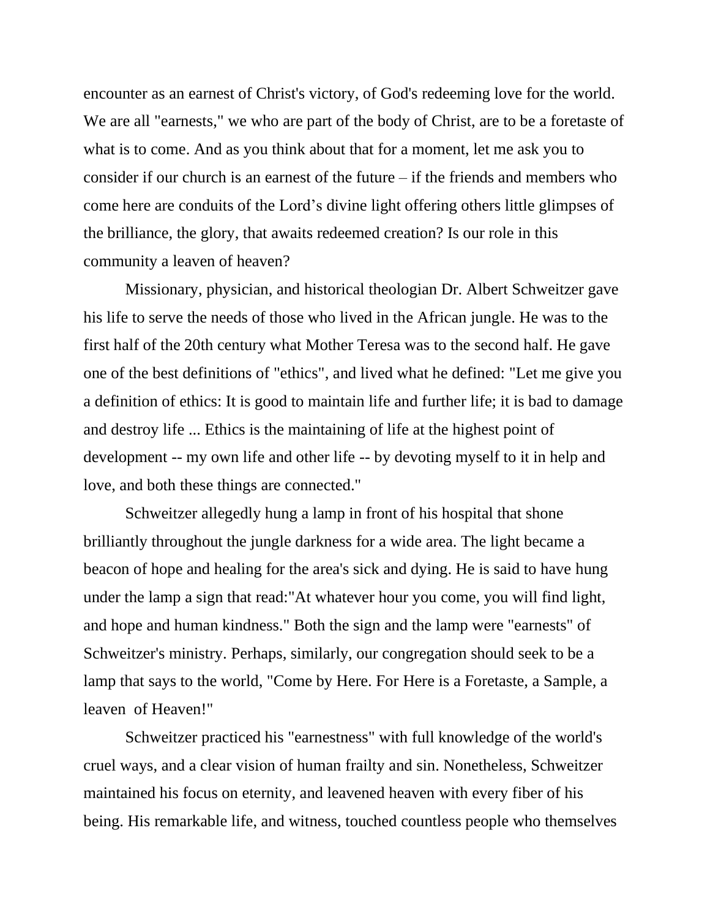encounter as an earnest of Christ's victory, of God's redeeming love for the world. We are all "earnests," we who are part of the body of Christ, are to be a foretaste of what is to come. And as you think about that for a moment, let me ask you to consider if our church is an earnest of the future – if the friends and members who come here are conduits of the Lord's divine light offering others little glimpses of the brilliance, the glory, that awaits redeemed creation? Is our role in this community a leaven of heaven?

Missionary, physician, and historical theologian Dr. Albert Schweitzer gave his life to serve the needs of those who lived in the African jungle. He was to the first half of the 20th century what Mother Teresa was to the second half. He gave one of the best definitions of "ethics", and lived what he defined: "Let me give you a definition of ethics: It is good to maintain life and further life; it is bad to damage and destroy life ... Ethics is the maintaining of life at the highest point of development -- my own life and other life -- by devoting myself to it in help and love, and both these things are connected."

Schweitzer allegedly hung a lamp in front of his hospital that shone brilliantly throughout the jungle darkness for a wide area. The light became a beacon of hope and healing for the area's sick and dying. He is said to have hung under the lamp a sign that read:"At whatever hour you come, you will find light, and hope and human kindness." Both the sign and the lamp were "earnests" of Schweitzer's ministry. Perhaps, similarly, our congregation should seek to be a lamp that says to the world, "Come by Here. For Here is a Foretaste, a Sample, a leaven of Heaven!"

Schweitzer practiced his "earnestness" with full knowledge of the world's cruel ways, and a clear vision of human frailty and sin. Nonetheless, Schweitzer maintained his focus on eternity, and leavened heaven with every fiber of his being. His remarkable life, and witness, touched countless people who themselves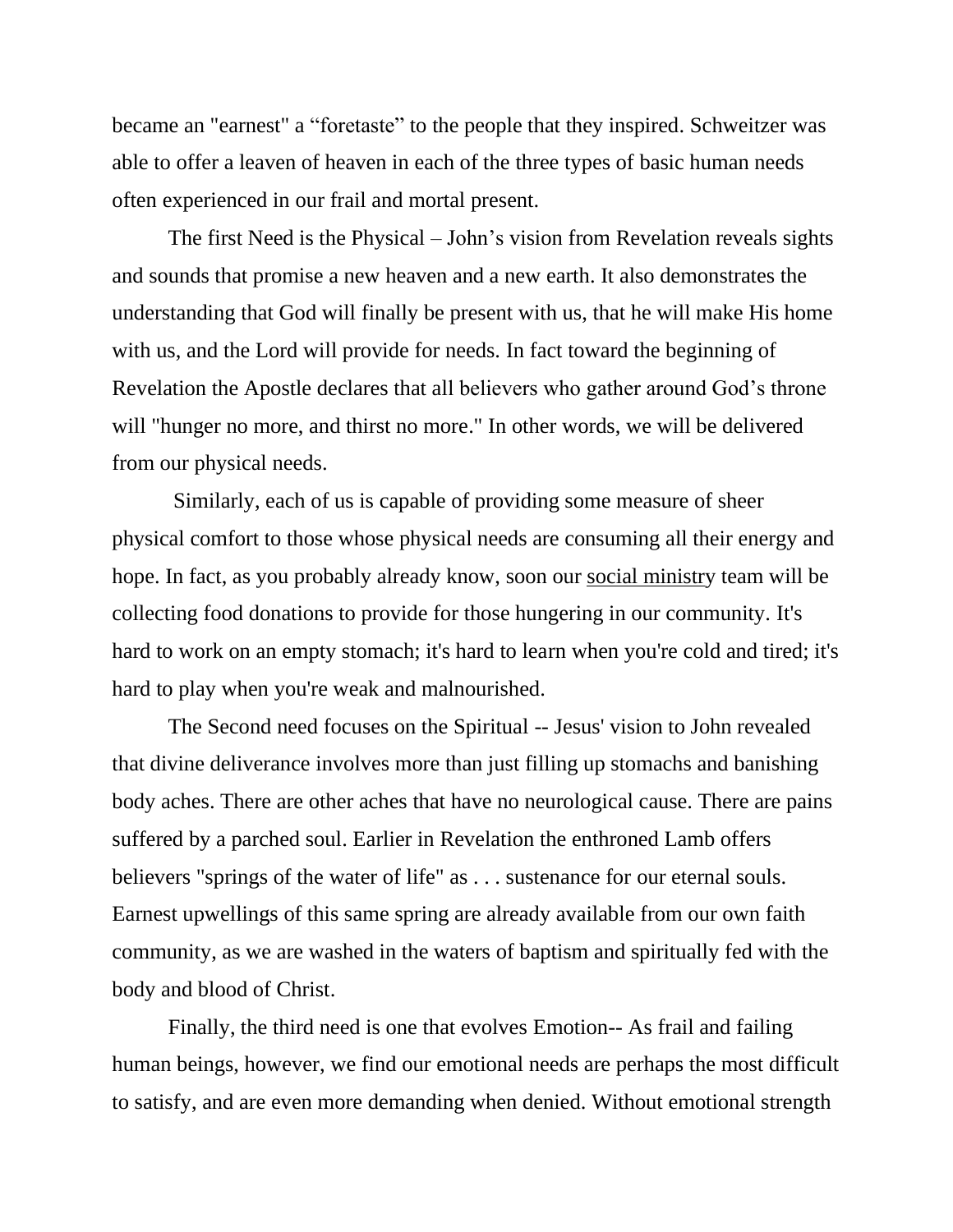became an "earnest" a “foretaste” to the people that they inspired. Schweitzer was able to offer a leaven of heaven in each of the three types of basic human needs often experienced in our frail and mortal present.

The first Need is the Physical – John’s vision from Revelation reveals sights and sounds that promise a new heaven and a new earth. It also demonstrates the understanding that God will finally be present with us, that he will make His home with us, and the Lord will provide for needs. In fact toward the beginning of Revelation the Apostle declares that all believers who gather around God’s throne will "hunger no more, and thirst no more." In other words, we will be delivered from our physical needs.

Similarly, each of us is capable of providing some measure of sheer physical comfort to those whose physical needs are consuming all their energy and hope. In fact, as you probably already know, soon our social ministry team will be collecting food donations to provide for those hungering in our community. It's hard to work on an empty stomach; it's hard to learn when you're cold and tired; it's hard to play when you're weak and malnourished.

The Second need focuses on the Spiritual -- Jesus' vision to John revealed that divine deliverance involves more than just filling up stomachs and banishing body aches. There are other aches that have no neurological cause. There are pains suffered by a parched soul. Earlier in Revelation the enthroned Lamb offers believers "springs of the water of life" as . . . sustenance for our eternal souls. Earnest upwellings of this same spring are already available from our own faith community, as we are washed in the waters of baptism and spiritually fed with the body and blood of Christ.

Finally, the third need is one that evolves Emotion-- As frail and failing human beings, however, we find our emotional needs are perhaps the most difficult to satisfy, and are even more demanding when denied. Without emotional strength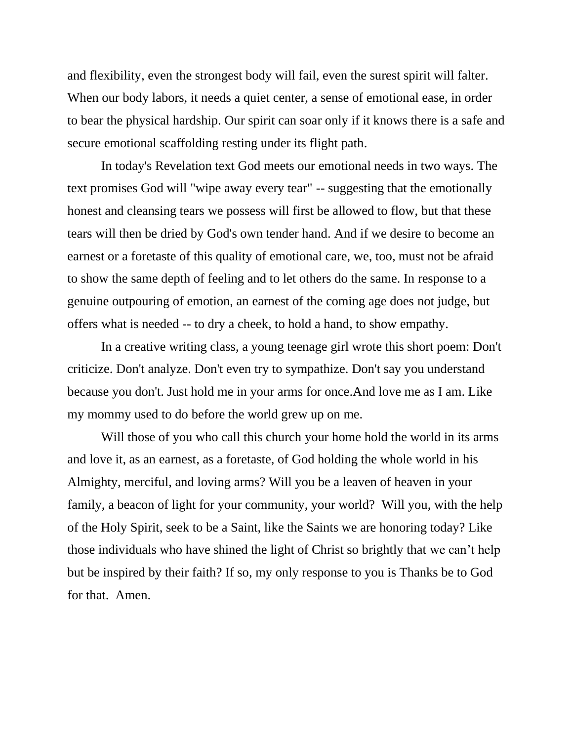and flexibility, even the strongest body will fail, even the surest spirit will falter. When our body labors, it needs a quiet center, a sense of emotional ease, in order to bear the physical hardship. Our spirit can soar only if it knows there is a safe and secure emotional scaffolding resting under its flight path.

In today's Revelation text God meets our emotional needs in two ways. The text promises God will "wipe away every tear" -- suggesting that the emotionally honest and cleansing tears we possess will first be allowed to flow, but that these tears will then be dried by God's own tender hand. And if we desire to become an earnest or a foretaste of this quality of emotional care, we, too, must not be afraid to show the same depth of feeling and to let others do the same. In response to a genuine outpouring of emotion, an earnest of the coming age does not judge, but offers what is needed -- to dry a cheek, to hold a hand, to show empathy.

In a creative writing class, a young teenage girl wrote this short poem: Don't criticize. Don't analyze. Don't even try to sympathize. Don't say you understand because you don't. Just hold me in your arms for once.And love me as I am. Like my mommy used to do before the world grew up on me.

Will those of you who call this church your home hold the world in its arms and love it, as an earnest, as a foretaste, of God holding the whole world in his Almighty, merciful, and loving arms? Will you be a leaven of heaven in your family, a beacon of light for your community, your world? Will you, with the help of the Holy Spirit, seek to be a Saint, like the Saints we are honoring today? Like those individuals who have shined the light of Christ so brightly that we can't help but be inspired by their faith? If so, my only response to you is Thanks be to God for that. Amen.